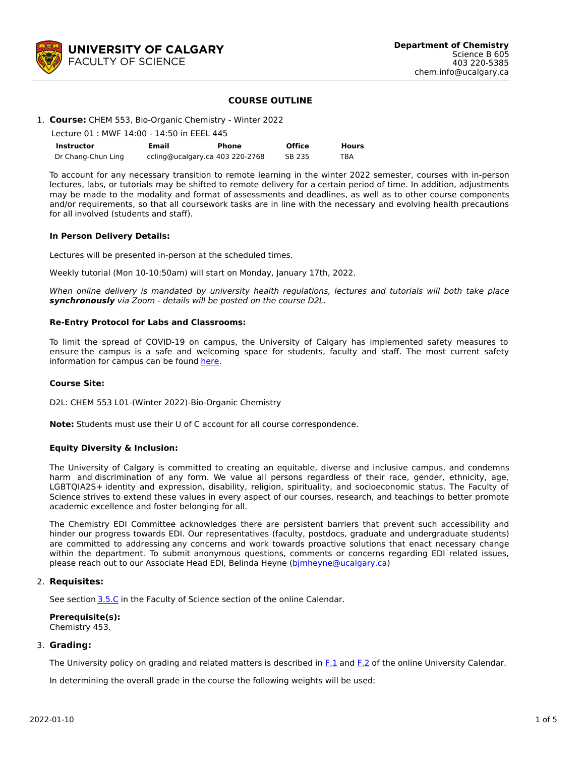**UNIVERSITY OF CALGARY**
FACULTY OF SCIENCE

**Department of Chemistry**
Science B 605
403 220-5385
chem.info@ucalgary.ca

# COURSE OUTLINE

1. **Course:** CHEM 553, Bio-Organic Chemistry - Winter 2022

Lecture 01 : MWF 14:00 - 14:50 in EEEL 445

| Instructor | Email | Phone | Office | Hours |
|---|---|---|---|---|
| Dr Chang-Chun Ling | ccling@ucalgary.ca | 403 220-2768 | SB 235 | TBA |

To account for any necessary transition to remote learning in the winter 2022 semester, courses with in-person lectures, labs, or tutorials may be shifted to remote delivery for a certain period of time. In addition, adjustments may be made to the modality and format of assessments and deadlines, as well as to other course components and/or requirements, so that all coursework tasks are in line with the necessary and evolving health precautions for all involved (students and staff).

**In Person Delivery Details:**

Lectures will be presented in-person at the scheduled times.

Weekly tutorial (Mon 10-10:50am) will start on Monday, January 17th, 2022.

*When online delivery is mandated by university health regulations, lectures and tutorials will both take place **synchronously** via Zoom - details will be posted on the course D2L.*

**Re-Entry Protocol for Labs and Classrooms:**

To limit the spread of COVID-19 on campus, the University of Calgary has implemented safety measures to ensure the campus is a safe and welcoming space for students, faculty and staff. The most current safety information for campus can be found here.

**Course Site:**

D2L: CHEM 553 L01-(Winter 2022)-Bio-Organic Chemistry

**Note:** Students must use their U of C account for all course correspondence.

**Equity Diversity & Inclusion:**

The University of Calgary is committed to creating an equitable, diverse and inclusive campus, and condemns harm and discrimination of any form. We value all persons regardless of their race, gender, ethnicity, age, LGBTQIA2S+ identity and expression, disability, religion, spirituality, and socioeconomic status. The Faculty of Science strives to extend these values in every aspect of our courses, research, and teachings to better promote academic excellence and foster belonging for all.

The Chemistry EDI Committee acknowledges there are persistent barriers that prevent such accessibility and hinder our progress towards EDI. Our representatives (faculty, postdocs, graduate and undergraduate students) are committed to addressing any concerns and work towards proactive solutions that enact necessary change within the department. To submit anonymous questions, comments or concerns regarding EDI related issues, please reach out to our Associate Head EDI, Belinda Heyne (bjmheyne@ucalgary.ca)

2. **Requisites:**

See section 3.5.C in the Faculty of Science section of the online Calendar.

**Prerequisite(s):**
Chemistry 453.

3. **Grading:**

The University policy on grading and related matters is described in F.1 and F.2 of the online University Calendar.

In determining the overall grade in the course the following weights will be used: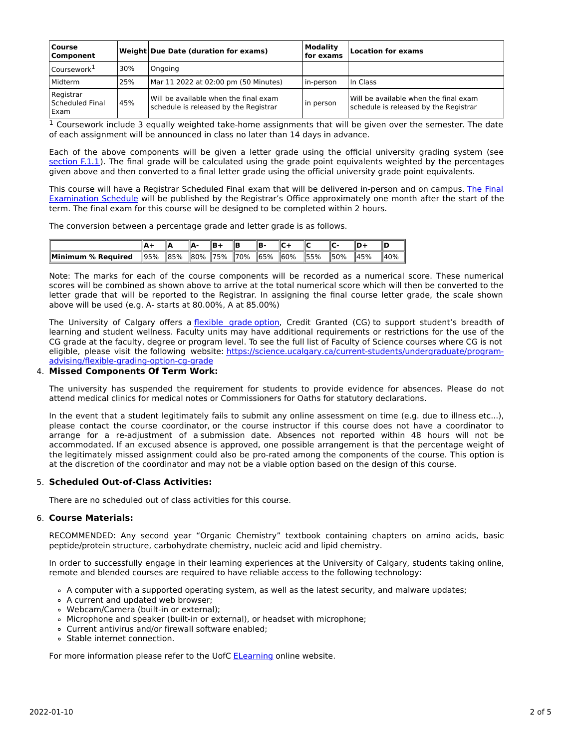| Course Component | Weight | Due Date (duration for exams) | Modality for exams | Location for exams |
| --- | --- | --- | --- | --- |
| Coursework[1] | 30% | Ongoing | | |
| Midterm | 25% | Mar 11 2022 at 02:00 pm (50 Minutes) | in-person | In Class |
| Registrar Scheduled Final Exam | 45% | Will be available when the final exam schedule is released by the Registrar | in person | Will be available when the final exam schedule is released by the Registrar |

[1] Coursework include 3 equally weighted take-home assignments that will be given over the semester. The date of each assignment will be announced in class no later than 14 days in advance.

Each of the above components will be given a letter grade using the official university grading system (see section F.1.1). The final grade will be calculated using the grade point equivalents weighted by the percentages given above and then converted to a final letter grade using the official university grade point equivalents.

This course will have a Registrar Scheduled Final exam that will be delivered in-person and on campus. The Final Examination Schedule will be published by the Registrar's Office approximately one month after the start of the term. The final exam for this course will be designed to be completed within 2 hours.

The conversion between a percentage grade and letter grade is as follows.

| | A+ | A | A- | B+ | B | B- | C+ | C | C- | D+ | D |
| --- | --- | --- | --- | --- | --- | --- | --- | --- | --- | --- | --- |
| **Minimum % Required** | 95% | 85% | 80% | 75% | 70% | 65% | 60% | 55% | 50% | 45% | 40% |

Note: The marks for each of the course components will be recorded as a numerical score. These numerical scores will be combined as shown above to arrive at the total numerical score which will then be converted to the letter grade that will be reported to the Registrar. In assigning the final course letter grade, the scale shown above will be used (e.g. A- starts at 80.00%, A at 85.00%)

The University of Calgary offers a flexible grade option, Credit Granted (CG) to support student's breadth of learning and student wellness. Faculty units may have additional requirements or restrictions for the use of the CG grade at the faculty, degree or program level. To see the full list of Faculty of Science courses where CG is not eligible, please visit the following website: https://science.ucalgary.ca/current-students/undergraduate/program-advising/flexible-grading-option-cg-grade

4. **Missed Components Of Term Work:**

The university has suspended the requirement for students to provide evidence for absences. Please do not attend medical clinics for medical notes or Commissioners for Oaths for statutory declarations.

In the event that a student legitimately fails to submit any online assessment on time (e.g. due to illness etc...), please contact the course coordinator, or the course instructor if this course does not have a coordinator to arrange for a re-adjustment of a submission date. Absences not reported within 48 hours will not be accommodated. If an excused absence is approved, one possible arrangement is that the percentage weight of the legitimately missed assignment could also be pro-rated among the components of the course. This option is at the discretion of the coordinator and may not be a viable option based on the design of this course.

5. **Scheduled Out-of-Class Activities:**

There are no scheduled out of class activities for this course.

6. **Course Materials:**

RECOMMENDED: Any second year "Organic Chemistry" textbook containing chapters on amino acids, basic peptide/protein structure, carbohydrate chemistry, nucleic acid and lipid chemistry.

In order to successfully engage in their learning experiences at the University of Calgary, students taking online, remote and blended courses are required to have reliable access to the following technology:

- A computer with a supported operating system, as well as the latest security, and malware updates;
- A current and updated web browser;
- Webcam/Camera (built-in or external);
- Microphone and speaker (built-in or external), or headset with microphone;
- Current antivirus and/or firewall software enabled;
- Stable internet connection.

For more information please refer to the UofC ELearning online website.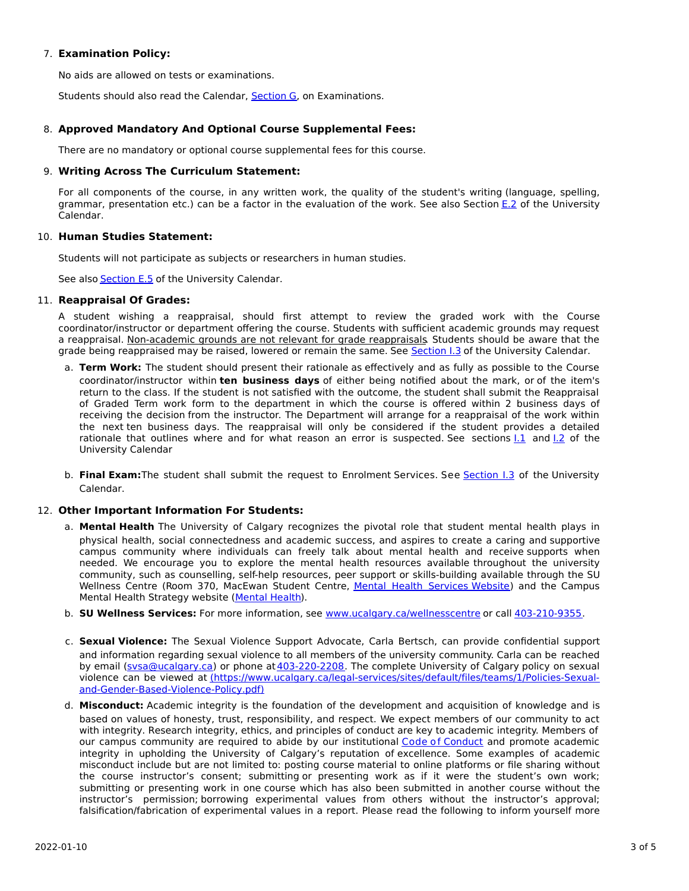7. **Examination Policy:**

   No aids are allowed on tests or examinations.

   Students should also read the Calendar, Section G, on Examinations.

8. **Approved Mandatory And Optional Course Supplemental Fees:**

   There are no mandatory or optional course supplemental fees for this course.

9. **Writing Across The Curriculum Statement:**

   For all components of the course, in any written work, the quality of the student's writing (language, spelling, grammar, presentation etc.) can be a factor in the evaluation of the work. See also Section E.2 of the University Calendar.

10. **Human Studies Statement:**

    Students will not participate as subjects or researchers in human studies.

    See also Section E.5 of the University Calendar.

11. **Reappraisal Of Grades:**

    A student wishing a reappraisal, should first attempt to review the graded work with the Course coordinator/instructor or department offering the course. Students with sufficient academic grounds may request a reappraisal. Non-academic grounds are not relevant for grade reappraisals. Students should be aware that the grade being reappraised may be raised, lowered or remain the same. See Section I.3 of the University Calendar.

    a. **Term Work:** The student should present their rationale as effectively and as fully as possible to the Course coordinator/instructor within **ten business days** of either being notified about the mark, or of the item's return to the class. If the student is not satisfied with the outcome, the student shall submit the Reappraisal of Graded Term work form to the department in which the course is offered within 2 business days of receiving the decision from the instructor. The Department will arrange for a reappraisal of the work within the next ten business days. The reappraisal will only be considered if the student provides a detailed rationale that outlines where and for what reason an error is suspected. See sections I.1 and I.2 of the University Calendar

    b. **Final Exam:** The student shall submit the request to Enrolment Services. See Section I.3 of the University Calendar.

12. **Other Important Information For Students:**

    a. **Mental Health** The University of Calgary recognizes the pivotal role that student mental health plays in physical health, social connectedness and academic success, and aspires to create a caring and supportive campus community where individuals can freely talk about mental health and receive supports when needed. We encourage you to explore the mental health resources available throughout the university community, such as counselling, self-help resources, peer support or skills-building available through the SU Wellness Centre (Room 370, MacEwan Student Centre, Mental Health Services Website) and the Campus Mental Health Strategy website (Mental Health).

    b. **SU Wellness Services:** For more information, see www.ucalgary.ca/wellnesscentre or call 403-210-9355.

    c. **Sexual Violence:** The Sexual Violence Support Advocate, Carla Bertsch, can provide confidential support and information regarding sexual violence to all members of the university community. Carla can be reached by email (svsa@ucalgary.ca) or phone at 403-220-2208. The complete University of Calgary policy on sexual violence can be viewed at (https://www.ucalgary.ca/legal-services/sites/default/files/teams/1/Policies-Sexual-and-Gender-Based-Violence-Policy.pdf)

    d. **Misconduct:** Academic integrity is the foundation of the development and acquisition of knowledge and is based on values of honesty, trust, responsibility, and respect. We expect members of our community to act with integrity. Research integrity, ethics, and principles of conduct are key to academic integrity. Members of our campus community are required to abide by our institutional Code of Conduct and promote academic integrity in upholding the University of Calgary's reputation of excellence. Some examples of academic misconduct include but are not limited to: posting course material to online platforms or file sharing without the course instructor's consent; submitting or presenting work as if it were the student's own work; submitting or presenting work in one course which has also been submitted in another course without the instructor's permission; borrowing experimental values from others without the instructor's approval; falsification/fabrication of experimental values in a report. Please read the following to inform yourself more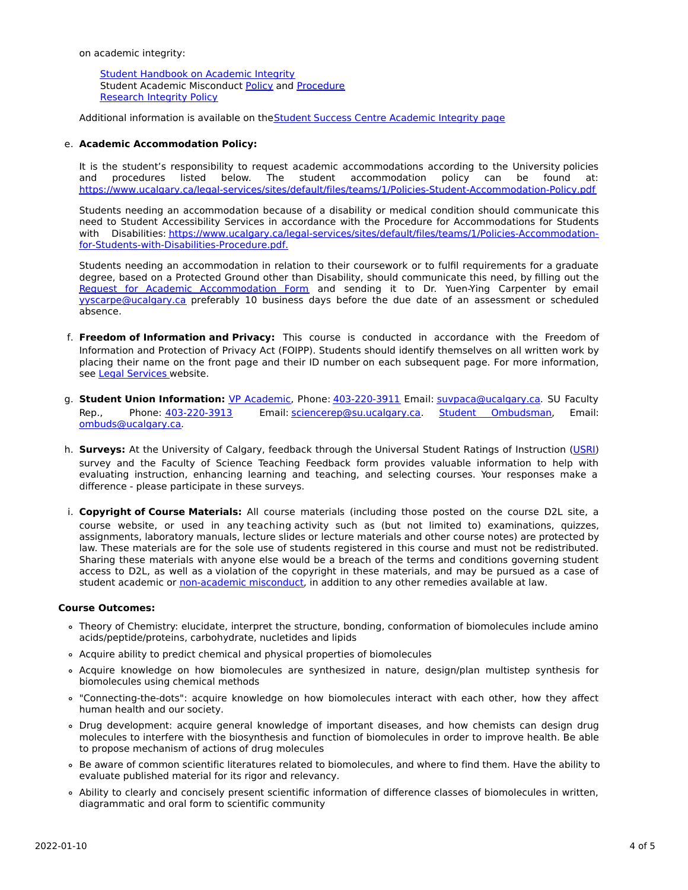on academic integrity:

> [Student Handbook on Academic Integrity]
> Student Academic Misconduct [Policy] and [Procedure]
> [Research Integrity Policy]

Additional information is available on the [Student Success Centre Academic Integrity page]

e. **Academic Accommodation Policy:**

   It is the student's responsibility to request academic accommodations according to the University policies and procedures listed below. The student accommodation policy can be found at: https://www.ucalgary.ca/legal-services/sites/default/files/teams/1/Policies-Student-Accommodation-Policy.pdf

   Students needing an accommodation because of a disability or medical condition should communicate this need to Student Accessibility Services in accordance with the Procedure for Accommodations for Students with Disabilities: https://www.ucalgary.ca/legal-services/sites/default/files/teams/1/Policies-Accommodation-for-Students-with-Disabilities-Procedure.pdf.

   Students needing an accommodation in relation to their coursework or to fulfil requirements for a graduate degree, based on a Protected Ground other than Disability, should communicate this need, by filling out the [Request for Academic Accommodation Form] and sending it to Dr. Yuen-Ying Carpenter by email yyscarpe@ucalgary.ca preferably 10 business days before the due date of an assessment or scheduled absence.

f. **Freedom of Information and Privacy:** This course is conducted in accordance with the Freedom of Information and Protection of Privacy Act (FOIPP). Students should identify themselves on all written work by placing their name on the front page and their ID number on each subsequent page. For more information, see [Legal Services] website.

g. **Student Union Information:** [VP Academic], Phone: 403-220-3911 Email: suvpaca@ucalgary.ca. SU Faculty Rep., Phone: 403-220-3913 Email: sciencerep@su.ucalgary.ca. [Student Ombudsman], Email: ombuds@ucalgary.ca.

h. **Surveys:** At the University of Calgary, feedback through the Universal Student Ratings of Instruction ([USRI]) survey and the Faculty of Science Teaching Feedback form provides valuable information to help with evaluating instruction, enhancing learning and teaching, and selecting courses. Your responses make a difference - please participate in these surveys.

i. **Copyright of Course Materials:** All course materials (including those posted on the course D2L site, a course website, or used in any teaching activity such as (but not limited to) examinations, quizzes, assignments, laboratory manuals, lecture slides or lecture materials and other course notes) are protected by law. These materials are for the sole use of students registered in this course and must not be redistributed. Sharing these materials with anyone else would be a breach of the terms and conditions governing student access to D2L, as well as a violation of the copyright in these materials, and may be pursued as a case of student academic or [non-academic misconduct], in addition to any other remedies available at law.

**Course Outcomes:**

- Theory of Chemistry: elucidate, interpret the structure, bonding, conformation of biomolecules include amino acids/peptide/proteins, carbohydrate, nucletides and lipids
- Acquire ability to predict chemical and physical properties of biomolecules
- Acquire knowledge on how biomolecules are synthesized in nature, design/plan multistep synthesis for biomolecules using chemical methods
- "Connecting-the-dots": acquire knowledge on how biomolecules interact with each other, how they affect human health and our society.
- Drug development: acquire general knowledge of important diseases, and how chemists can design drug molecules to interfere with the biosynthesis and function of biomolecules in order to improve health. Be able to propose mechanism of actions of drug molecules
- Be aware of common scientific literatures related to biomolecules, and where to find them. Have the ability to evaluate published material for its rigor and relevancy.
- Ability to clearly and concisely present scientific information of difference classes of biomolecules in written, diagrammatic and oral form to scientific community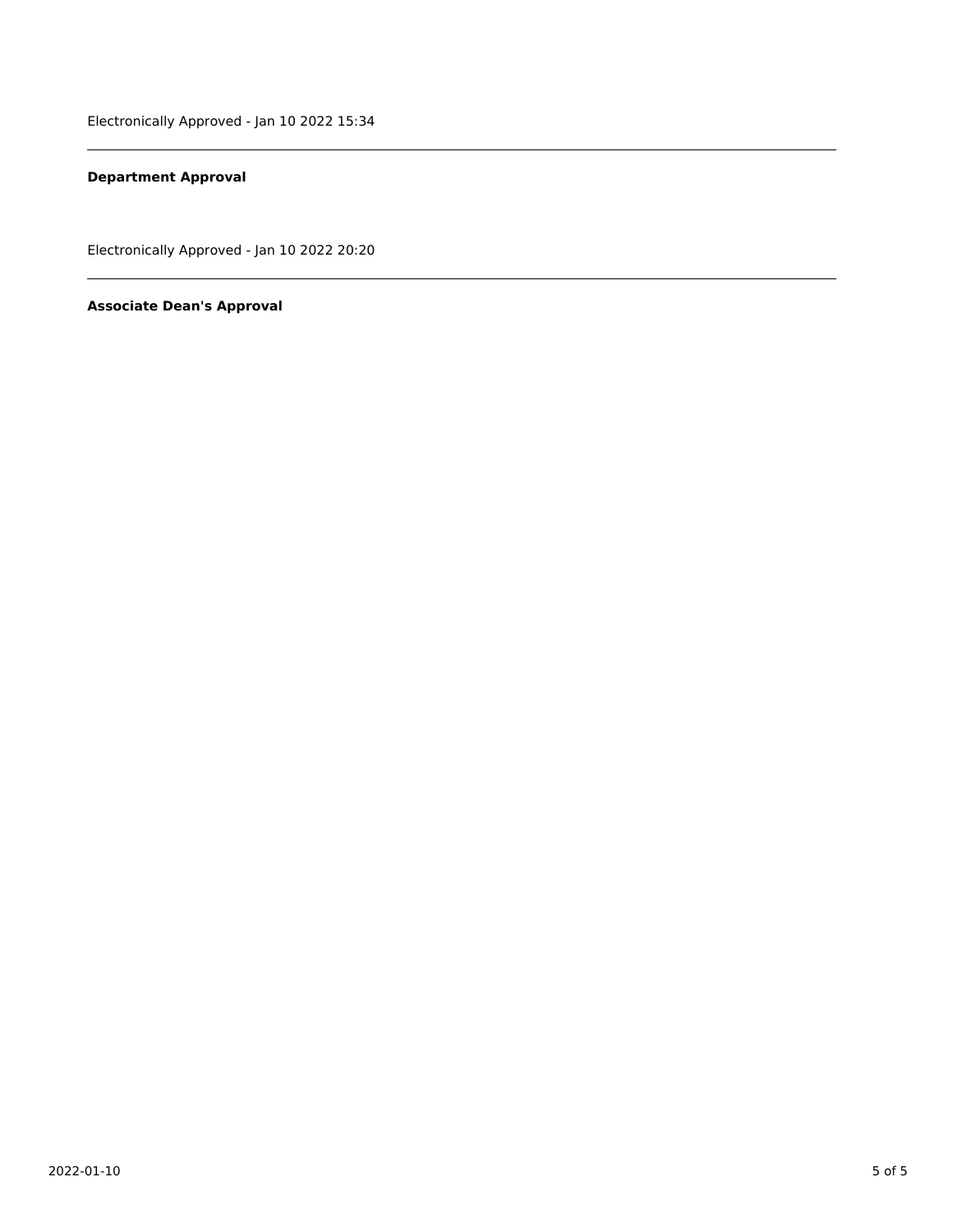Electronically Approved - Jan 10 2022 15:34

---

**Department Approval**

Electronically Approved - Jan 10 2022 20:20

---

**Associate Dean's Approval**